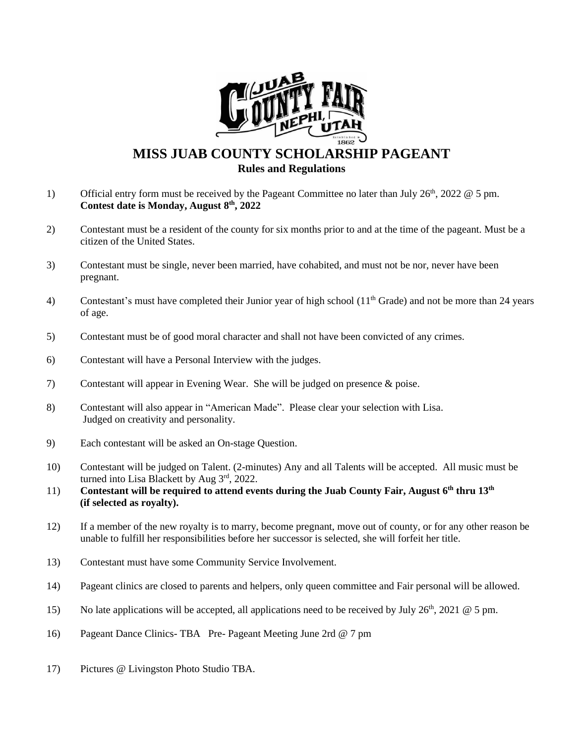# MISS JUAB COUNTY SCHOLARSHIP PAGEANT

## Rules and Regulations

1) Official entry form must be received by the Pageant Committee no later than July 26th, 2022 @ 5 pm. **Contest date is Monday, August 8th, 2022**

2) Contestant must be a resident of the county for six months prior to and at the time of the pageant. Must be a citizen of the United States.

3) Contestant must be single, never been married, have cohabited, and must not be nor, never have been pregnant.

4) Contestant's must have completed their Junior year of high school (11th Grade) and not be more than 24 years of age.

5) Contestant must be of good moral character and shall not have been convicted of any crimes.

6) Contestant will have a Personal Interview with the judges.

7) Contestant will appear in Evening Wear. She will be judged on presence & poise.

8) Contestant will also appear in "American Made". Please clear your selection with Lisa. Judged on creativity and personality.

9) Each contestant will be asked an On-stage Question.

10) Contestant will be judged on Talent. (2-minutes) Any and all Talents will be accepted. All music must be turned into Lisa Blackett by Aug 3rd, 2022.

11) **Contestant will be required to attend events during the Juab County Fair, August 6th thru 13th (if selected as royalty).**

12) If a member of the new royalty is to marry, become pregnant, move out of county, or for any other reason be unable to fulfill her responsibilities before her successor is selected, she will forfeit her title.

13) Contestant must have some Community Service Involvement.

14) Pageant clinics are closed to parents and helpers, only queen committee and Fair personal will be allowed.

15) No late applications will be accepted, all applications need to be received by July 26th, 2021 @ 5 pm.

16) Pageant Dance Clinics- TBA Pre- Pageant Meeting June 2rd @ 7 pm

17) Pictures @ Livingston Photo Studio TBA.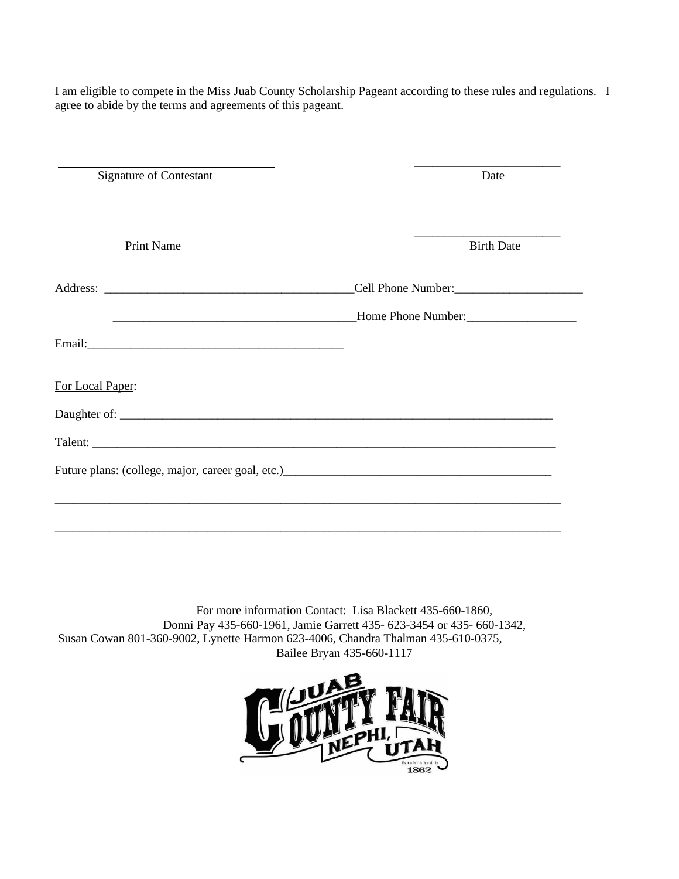I am eligible to compete in the Miss Juab County Scholarship Pageant according to these rules and regulations. I agree to abide by the terms and agreements of this pageant.

_________________________________ ________________________

Signature of Contestant Date

_________________________________ ________________________

Print Name Birth Date

Address: ________________________________________Cell Phone Number:_____________________

________________________________________Home Phone Number:__________________

Email:___________________________________________

For Local Paper:

Daughter of: ___________________________________________________________________________

Talent: _______________________________________________________________________________

Future plans: (college, major, career goal, etc.)_____________________________________________

_____________________________________________________________________________________

_____________________________________________________________________________________

For more information Contact: Lisa Blackett 435-660-1860,
Donni Pay 435-660-1961, Jamie Garrett 435- 623-3454 or 435- 660-1342,
Susan Cowan 801-360-9002, Lynette Harmon 623-4006, Chandra Thalman 435-610-0375,
Bailee Bryan 435-660-1117

Juab County Fair
Nephi, Utah
Established in 1862